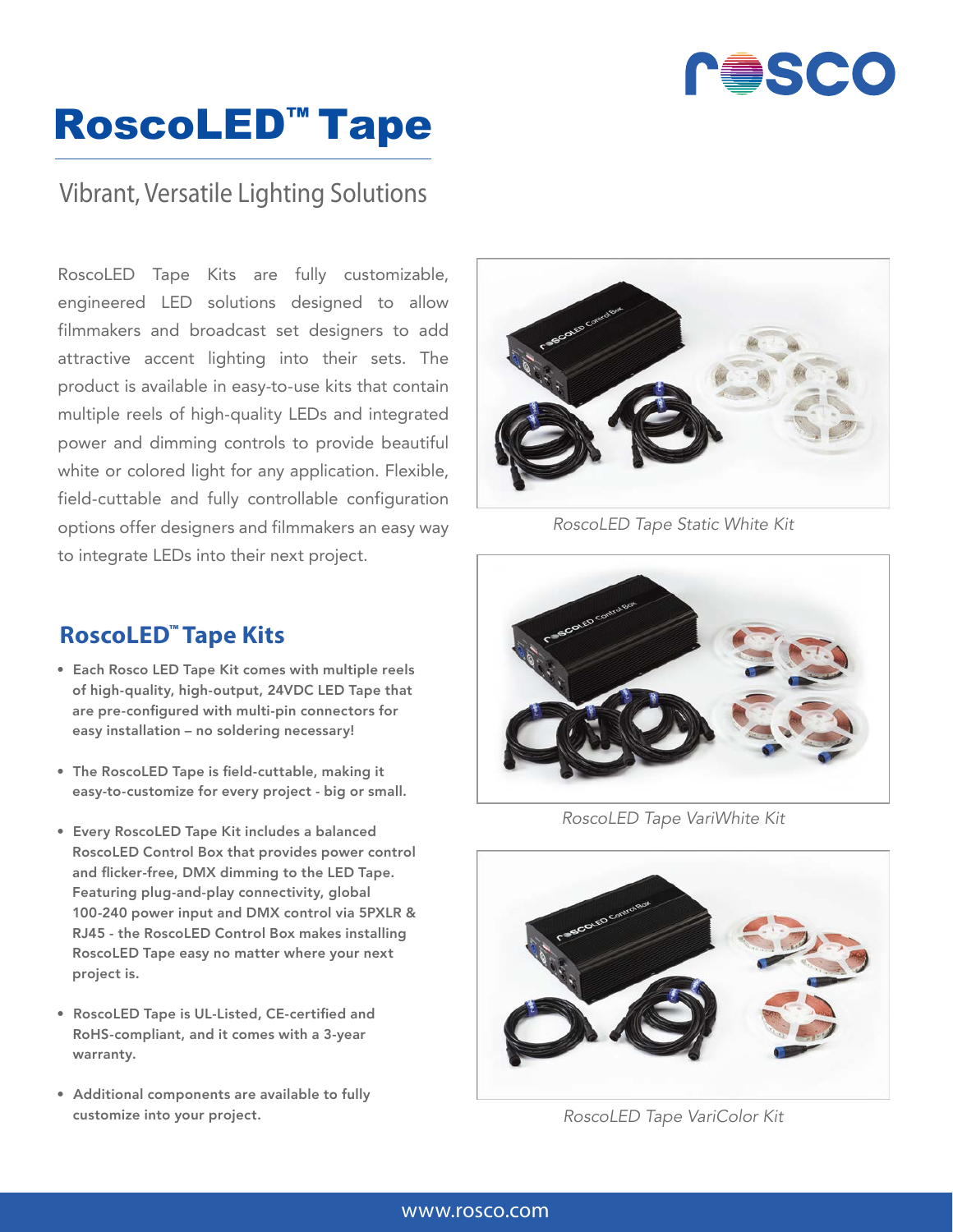# RoscoLED™ Tape

Vibrant, Versatile Lighting Solutions

RoscoLED Tape Kits are fully customizable, engineered LED solutions designed to allow filmmakers and broadcast set designers to add attractive accent lighting into their sets. The product is available in easy-to-use kits that contain multiple reels of high-quality LEDs and integrated power and dimming controls to provide beautiful white or colored light for any application. Flexible, field-cuttable and fully controllable configuration options offer designers and filmmakers an easy way to integrate LEDs into their next project.

*RoscoLED Tape Static White Kit*

*RoscoLED Tape VariWhite Kit*

*RoscoLED Tape VariColor Kit*

## RoscoLED™ Tape Kits

- **Each Rosco LED Tape Kit comes with multiple reels of high-quality, high-output, 24VDC LED Tape that are pre-configured with multi-pin connectors for easy installation – no soldering necessary!**
- **The RoscoLED Tape is field-cuttable, making it easy-to-customize for every project - big or small.**
- **Every RoscoLED Tape Kit includes a balanced RoscoLED Control Box that provides power control and flicker-free, DMX dimming to the LED Tape. Featuring plug-and-play connectivity, global 100-240 power input and DMX control via 5PXLR & RJ45 - the RoscoLED Control Box makes installing RoscoLED Tape easy no matter where your next project is.**
- **RoscoLED Tape is UL-Listed, CE-certified and RoHS-compliant, and it comes with a 3-year warranty.**
- **Additional components are available to fully customize into your project.**

www.rosco.com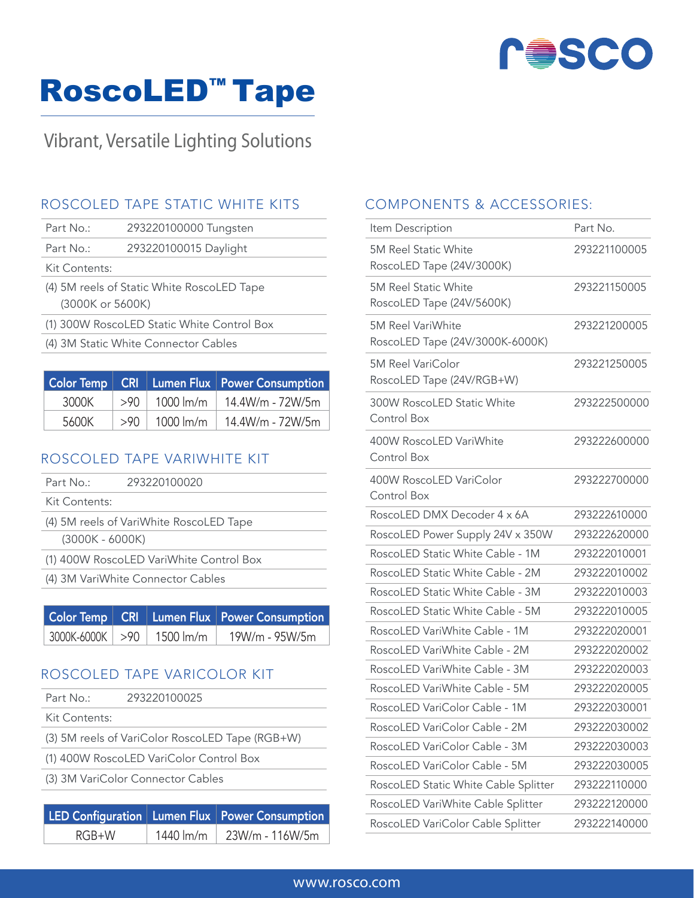# RoscoLED™ Tape

## Vibrant, Versatile Lighting Solutions

### ROSCOLED TAPE STATIC WHITE KITS

| | |
|---|---|
| Part No.: | 293220100000 Tungsten |
| Part No.: | 293220100015 Daylight |
| Kit Contents: | |
| (4) 5M reels of Static White RoscoLED Tape (3000K or 5600K) | |
| (1) 300W RoscoLED Static White Control Box | |
| (4) 3M Static White Connector Cables | |

| Color Temp | CRI | Lumen Flux | Power Consumption |
|---|---|---|---|
| 3000K | >90 | 1000 lm/m | 14.4W/m - 72W/5m |
| 5600K | >90 | 1000 lm/m | 14.4W/m - 72W/5m |

### ROSCOLED TAPE VARIWHITE KIT

| | |
|---|---|
| Part No.: | 293220100020 |
| Kit Contents: | |
| (4) 5M reels of VariWhite RoscoLED Tape (3000K - 6000K) | |
| (1) 400W RoscoLED VariWhite Control Box | |
| (4) 3M VariWhite Connector Cables | |

| Color Temp | CRI | Lumen Flux | Power Consumption |
|---|---|---|---|
| 3000K-6000K | >90 | 1500 lm/m | 19W/m - 95W/5m |

### ROSCOLED TAPE VARICOLOR KIT

| | |
|---|---|
| Part No.: | 293220100025 |
| Kit Contents: | |
| (3) 5M reels of VariColor RoscoLED Tape (RGB+W) | |
| (1) 400W RoscoLED VariColor Control Box | |
| (3) 3M VariColor Connector Cables | |

| LED Configuration | Lumen Flux | Power Consumption |
|---|---|---|
| RGB+W | 1440 lm/m | 23W/m - 116W/5m |

### COMPONENTS & ACCESSORIES:

| Item Description | Part No. |
|---|---|
| 5M Reel Static White RoscoLED Tape (24V/3000K) | 293221100005 |
| 5M Reel Static White RoscoLED Tape (24V/5600K) | 293221150005 |
| 5M Reel VariWhite RoscoLED Tape (24V/3000K-6000K) | 293221200005 |
| 5M Reel VariColor RoscoLED Tape (24V/RGB+W) | 293221250005 |
| 300W RoscoLED Static White Control Box | 293222500000 |
| 400W RoscoLED VariWhite Control Box | 293222600000 |
| 400W RoscoLED VariColor Control Box | 293222700000 |
| RoscoLED DMX Decoder 4 x 6A | 293222610000 |
| RoscoLED Power Supply 24V x 350W | 293222620000 |
| RoscoLED Static White Cable - 1M | 293222010001 |
| RoscoLED Static White Cable - 2M | 293222010002 |
| RoscoLED Static White Cable - 3M | 293222010003 |
| RoscoLED Static White Cable - 5M | 293222010005 |
| RoscoLED VariWhite Cable - 1M | 293222020001 |
| RoscoLED VariWhite Cable - 2M | 293222020002 |
| RoscoLED VariWhite Cable - 3M | 293222020003 |
| RoscoLED VariWhite Cable - 5M | 293222020005 |
| RoscoLED VariColor Cable - 1M | 293222030001 |
| RoscoLED VariColor Cable - 2M | 293222030002 |
| RoscoLED VariColor Cable - 3M | 293222030003 |
| RoscoLED VariColor Cable - 5M | 293222030005 |
| RoscoLED Static White Cable Splitter | 293222110000 |
| RoscoLED VariWhite Cable Splitter | 293222120000 |
| RoscoLED VariColor Cable Splitter | 293222140000 |

www.rosco.com